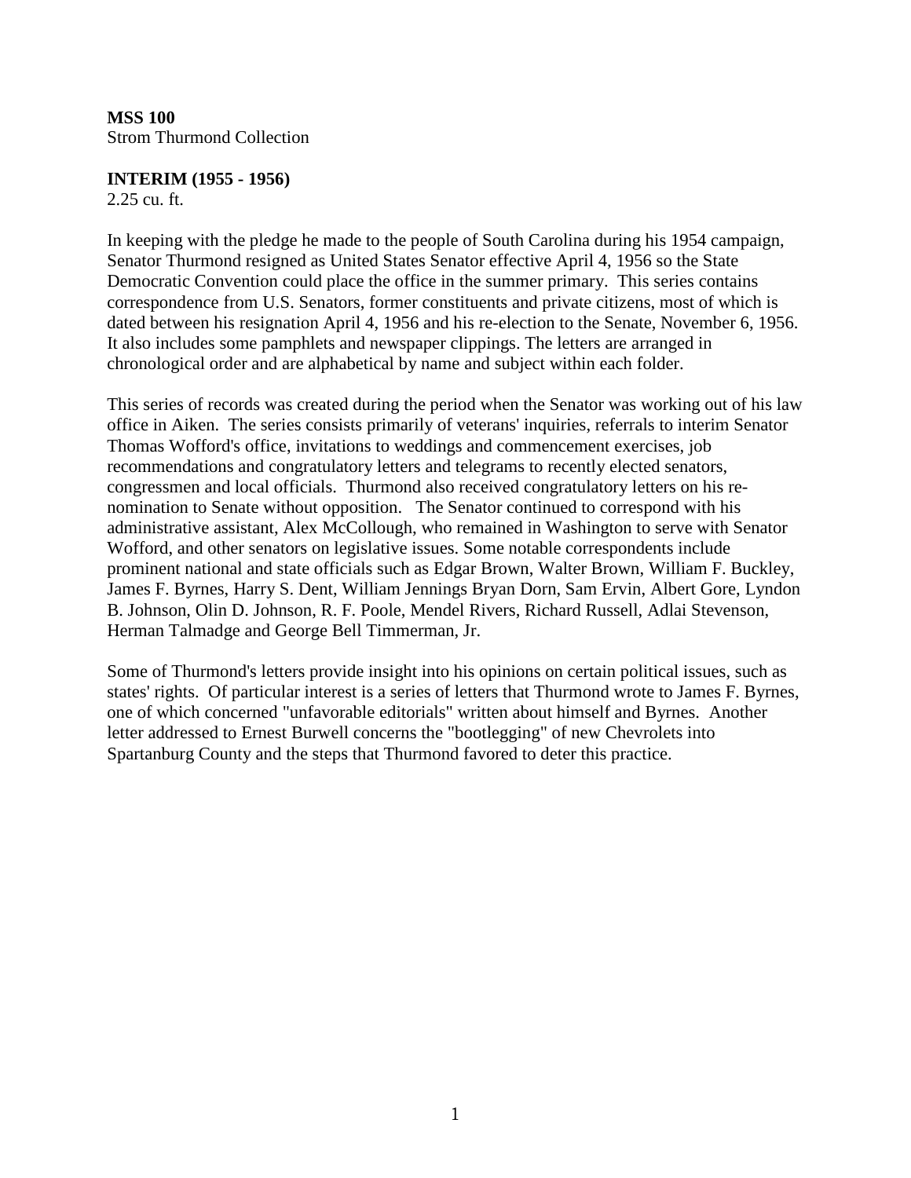**MSS 100**
Strom Thurmond Collection

**INTERIM (1955 - 1956)**
2.25 cu. ft.

In keeping with the pledge he made to the people of South Carolina during his 1954 campaign, Senator Thurmond resigned as United States Senator effective April 4, 1956 so the State Democratic Convention could place the office in the summer primary. This series contains correspondence from U.S. Senators, former constituents and private citizens, most of which is dated between his resignation April 4, 1956 and his re-election to the Senate, November 6, 1956. It also includes some pamphlets and newspaper clippings. The letters are arranged in chronological order and are alphabetical by name and subject within each folder.

This series of records was created during the period when the Senator was working out of his law office in Aiken. The series consists primarily of veterans' inquiries, referrals to interim Senator Thomas Wofford's office, invitations to weddings and commencement exercises, job recommendations and congratulatory letters and telegrams to recently elected senators, congressmen and local officials. Thurmond also received congratulatory letters on his re-nomination to Senate without opposition. The Senator continued to correspond with his administrative assistant, Alex McCollough, who remained in Washington to serve with Senator Wofford, and other senators on legislative issues. Some notable correspondents include prominent national and state officials such as Edgar Brown, Walter Brown, William F. Buckley, James F. Byrnes, Harry S. Dent, William Jennings Bryan Dorn, Sam Ervin, Albert Gore, Lyndon B. Johnson, Olin D. Johnson, R. F. Poole, Mendel Rivers, Richard Russell, Adlai Stevenson, Herman Talmadge and George Bell Timmerman, Jr.

Some of Thurmond's letters provide insight into his opinions on certain political issues, such as states' rights. Of particular interest is a series of letters that Thurmond wrote to James F. Byrnes, one of which concerned "unfavorable editorials" written about himself and Byrnes. Another letter addressed to Ernest Burwell concerns the "bootlegging" of new Chevrolets into Spartanburg County and the steps that Thurmond favored to deter this practice.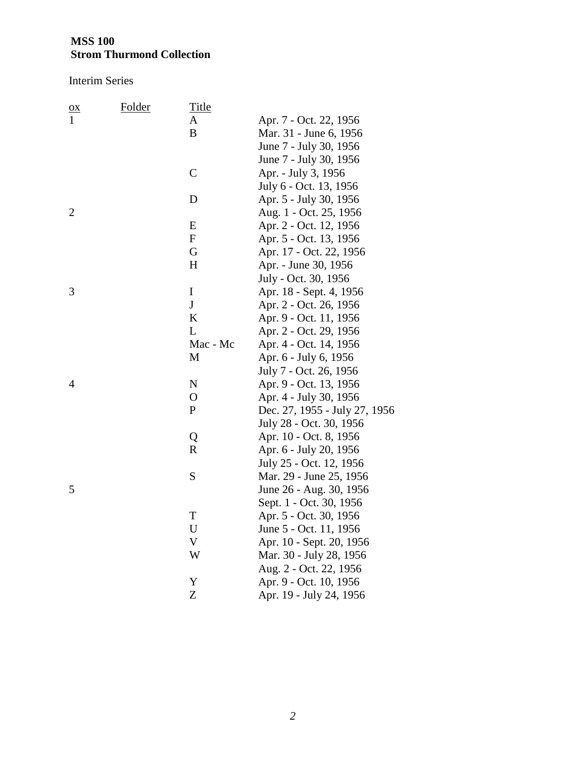**MSS 100**
**Strom Thurmond Collection**

Interim Series

| ox | Folder | Title | |
|---|---|---|---|
| 1 | | A | Apr. 7 - Oct. 22, 1956 |
| | | B | Mar. 31 - June 6, 1956 |
| | | | June 7 - July 30, 1956 |
| | | | June 7 - July 30, 1956 |
| | | C | Apr. - July 3, 1956 |
| | | | July 6 - Oct. 13, 1956 |
| | | D | Apr. 5 - July 30, 1956 |
| 2 | | | Aug. 1 - Oct. 25, 1956 |
| | | E | Apr. 2 - Oct. 12, 1956 |
| | | F | Apr. 5 - Oct. 13, 1956 |
| | | G | Apr. 17 - Oct. 22, 1956 |
| | | H | Apr. - June 30, 1956 |
| | | | July - Oct. 30, 1956 |
| 3 | | I | Apr. 18 - Sept. 4, 1956 |
| | | J | Apr. 2 - Oct. 26, 1956 |
| | | K | Apr. 9 - Oct. 11, 1956 |
| | | L | Apr. 2 - Oct. 29, 1956 |
| | | Mac - Mc | Apr. 4 - Oct. 14, 1956 |
| | | M | Apr. 6 - July 6, 1956 |
| | | | July 7 - Oct. 26, 1956 |
| 4 | | N | Apr. 9 - Oct. 13, 1956 |
| | | O | Apr. 4 - July 30, 1956 |
| | | P | Dec. 27, 1955 - July 27, 1956 |
| | | | July 28 - Oct. 30, 1956 |
| | | Q | Apr. 10 - Oct. 8, 1956 |
| | | R | Apr. 6 - July 20, 1956 |
| | | | July 25 - Oct. 12, 1956 |
| | | S | Mar. 29 - June 25, 1956 |
| 5 | | | June 26 - Aug. 30, 1956 |
| | | | Sept. 1 - Oct. 30, 1956 |
| | | T | Apr. 5 - Oct. 30, 1956 |
| | | U | June 5 - Oct. 11, 1956 |
| | | V | Apr. 10 - Sept. 20, 1956 |
| | | W | Mar. 30 - July 28, 1956 |
| | | | Aug. 2 - Oct. 22, 1956 |
| | | Y | Apr. 9 - Oct. 10, 1956 |
| | | Z | Apr. 19 - July 24, 1956 |